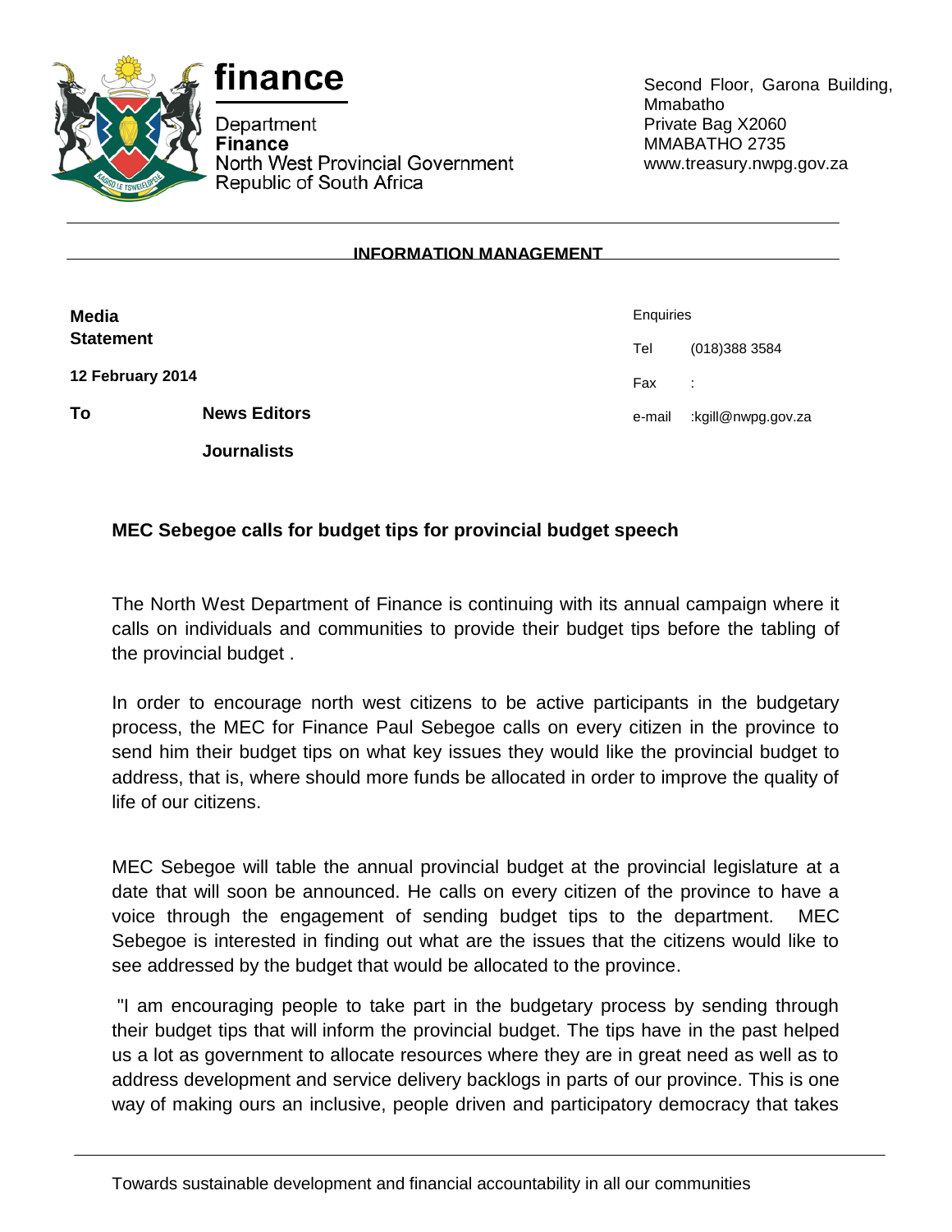**finance**

Department
**Finance**
North West Provincial Government
Republic of South Africa

Second Floor, Garona Building,
Mmabatho
Private Bag X2060
MMABATHO 2735
www.treasury.nwpg.gov.za

**INFORMATION MANAGEMENT**

**Media Statement**

**12 February 2014**

**To** **News Editors**

**Journalists**

Enquiries
Tel (018)388 3584
Fax :
e-mail :kgill@nwpg.gov.za

## MEC Sebegoe calls for budget tips for provincial budget speech

The North West Department of Finance is continuing with its annual campaign where it calls on individuals and communities to provide their budget tips before the tabling of the provincial budget .

In order to encourage north west citizens to be active participants in the budgetary process, the MEC for Finance Paul Sebegoe calls on every citizen in the province to send him their budget tips on what key issues they would like the provincial budget to address, that is, where should more funds be allocated in order to improve the quality of life of our citizens.

MEC Sebegoe will table the annual provincial budget at the provincial legislature at a date that will soon be announced. He calls on every citizen of the province to have a voice through the engagement of sending budget tips to the department. MEC Sebegoe is interested in finding out what are the issues that the citizens would like to see addressed by the budget that would be allocated to the province.

"I am encouraging people to take part in the budgetary process by sending through their budget tips that will inform the provincial budget. The tips have in the past helped us a lot as government to allocate resources where they are in great need as well as to address development and service delivery backlogs in parts of our province. This is one way of making ours an inclusive, people driven and participatory democracy that takes

Towards sustainable development and financial accountability in all our communities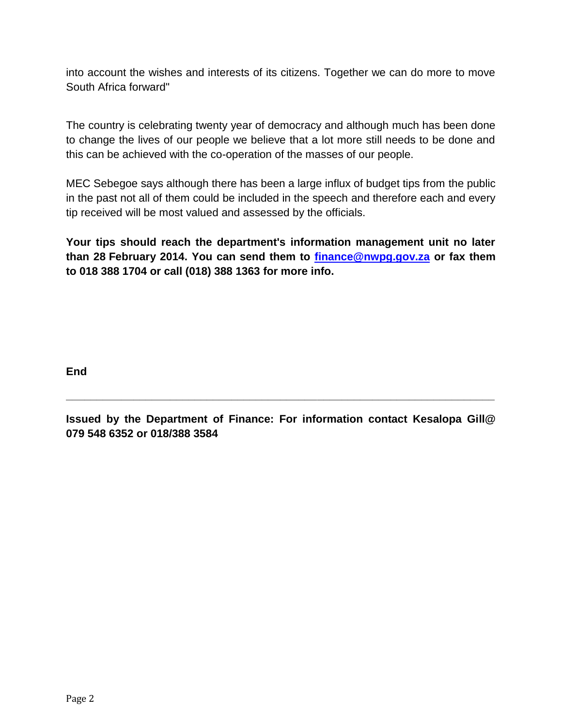into account the wishes and interests of its citizens. Together we can do more to move South Africa forward"

The country is celebrating twenty year of democracy and although much has been done to change the lives of our people we believe that a lot more still needs to be done and this can be achieved with the co-operation of the masses of our people.

MEC Sebegoe says although there has been a large influx of budget tips from the public in the past not all of them could be included in the speech and therefore each and every tip received will be most valued and assessed by the officials.

**Your tips should reach the department's information management unit no later than 28 February 2014. You can send them to finance@nwpg.gov.za or fax them to 018 388 1704 or call (018) 388 1363 for more info.**

**End**

---

**Issued by the Department of Finance: For information contact Kesalopa Gill@ 079 548 6352 or 018/388 3584**